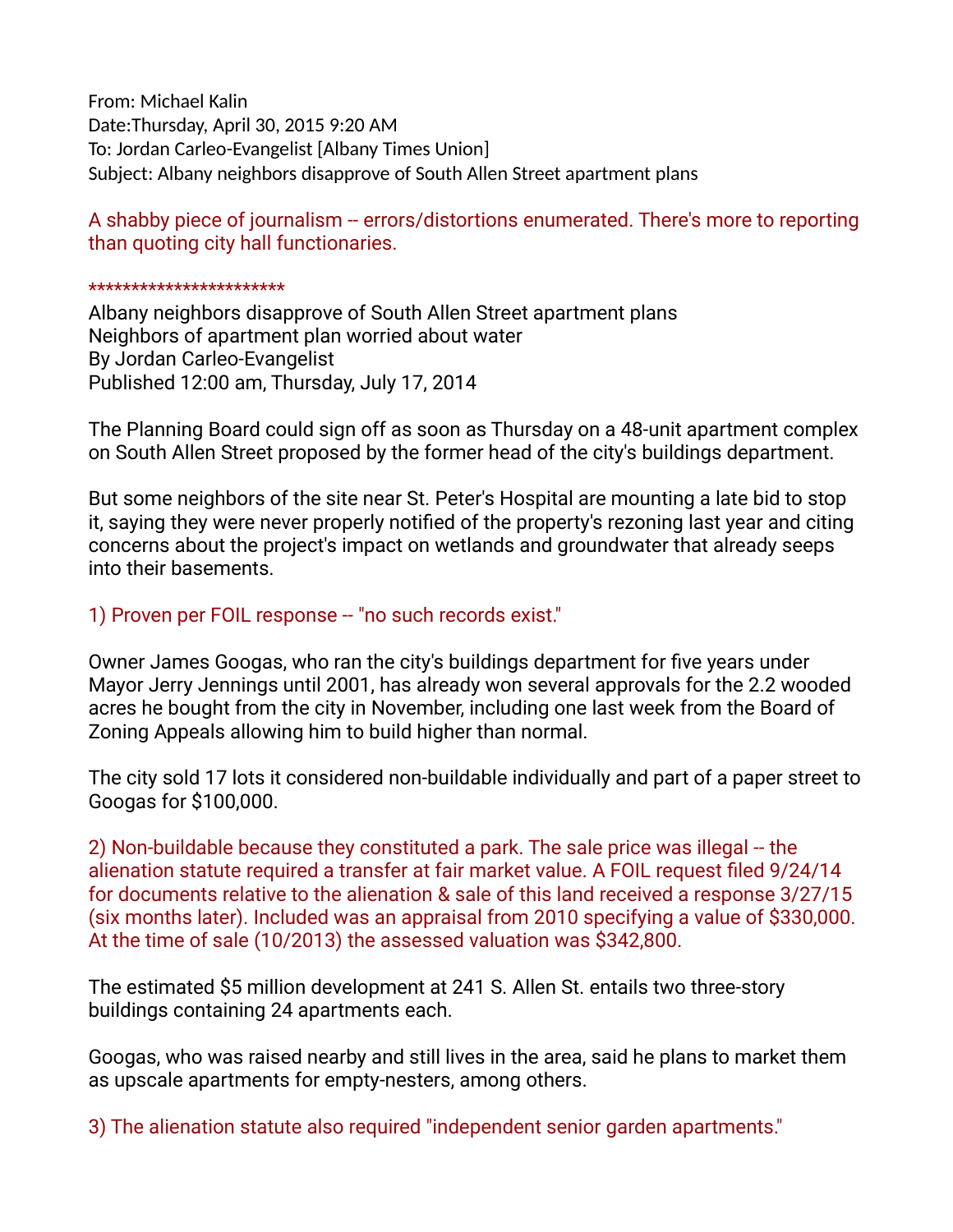From: Michael Kalin
Date:Thursday, April 30, 2015 9:20 AM
To: Jordan Carleo-Evangelist [Albany Times Union]
Subject: Albany neighbors disapprove of South Allen Street apartment plans

A shabby piece of journalism -- errors/distortions enumerated. There's more to reporting than quoting city hall functionaries.

***********************

Albany neighbors disapprove of South Allen Street apartment plans
Neighbors of apartment plan worried about water
By Jordan Carleo-Evangelist
Published 12:00 am, Thursday, July 17, 2014

The Planning Board could sign off as soon as Thursday on a 48-unit apartment complex on South Allen Street proposed by the former head of the city's buildings department.

But some neighbors of the site near St. Peter's Hospital are mounting a late bid to stop it, saying they were never properly notified of the property's rezoning last year and citing concerns about the project's impact on wetlands and groundwater that already seeps into their basements.

1) Proven per FOIL response -- "no such records exist."

Owner James Googas, who ran the city's buildings department for five years under Mayor Jerry Jennings until 2001, has already won several approvals for the 2.2 wooded acres he bought from the city in November, including one last week from the Board of Zoning Appeals allowing him to build higher than normal.

The city sold 17 lots it considered non-buildable individually and part of a paper street to Googas for $100,000.

2) Non-buildable because they constituted a park. The sale price was illegal -- the alienation statute required a transfer at fair market value. A FOIL request filed 9/24/14 for documents relative to the alienation & sale of this land received a response 3/27/15 (six months later). Included was an appraisal from 2010 specifying a value of $330,000. At the time of sale (10/2013) the assessed valuation was $342,800.

The estimated $5 million development at 241 S. Allen St. entails two three-story buildings containing 24 apartments each.

Googas, who was raised nearby and still lives in the area, said he plans to market them as upscale apartments for empty-nesters, among others.

3) The alienation statute also required "independent senior garden apartments."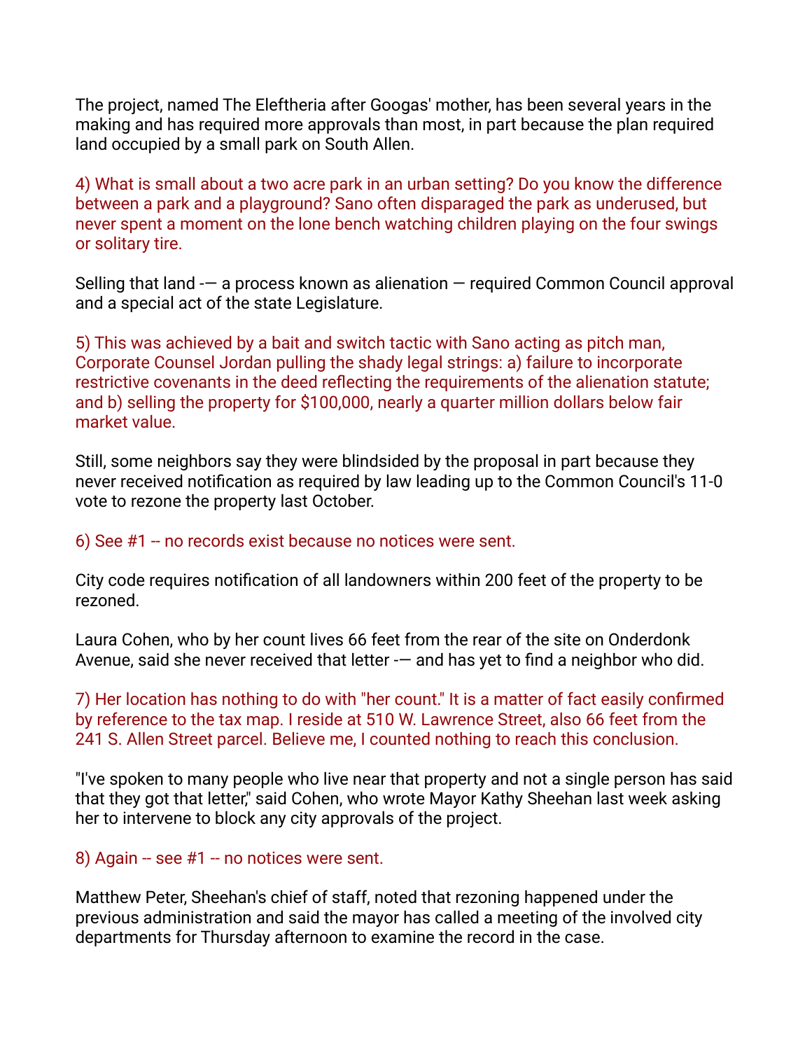The project, named The Eleftheria after Googas' mother, has been several years in the making and has required more approvals than most, in part because the plan required land occupied by a small park on South Allen.

4) What is small about a two acre park in an urban setting? Do you know the difference between a park and a playground? Sano often disparaged the park as underused, but never spent a moment on the lone bench watching children playing on the four swings or solitary tire.

Selling that land -— a process known as alienation — required Common Council approval and a special act of the state Legislature.

5) This was achieved by a bait and switch tactic with Sano acting as pitch man, Corporate Counsel Jordan pulling the shady legal strings: a) failure to incorporate restrictive covenants in the deed reflecting the requirements of the alienation statute; and b) selling the property for $100,000, nearly a quarter million dollars below fair market value.

Still, some neighbors say they were blindsided by the proposal in part because they never received notification as required by law leading up to the Common Council's 11-0 vote to rezone the property last October.

6) See #1 -- no records exist because no notices were sent.

City code requires notification of all landowners within 200 feet of the property to be rezoned.

Laura Cohen, who by her count lives 66 feet from the rear of the site on Onderdonk Avenue, said she never received that letter -— and has yet to find a neighbor who did.

7) Her location has nothing to do with "her count." It is a matter of fact easily confirmed by reference to the tax map. I reside at 510 W. Lawrence Street, also 66 feet from the 241 S. Allen Street parcel. Believe me, I counted nothing to reach this conclusion.

"I've spoken to many people who live near that property and not a single person has said that they got that letter," said Cohen, who wrote Mayor Kathy Sheehan last week asking her to intervene to block any city approvals of the project.

8) Again -- see #1 -- no notices were sent.

Matthew Peter, Sheehan's chief of staff, noted that rezoning happened under the previous administration and said the mayor has called a meeting of the involved city departments for Thursday afternoon to examine the record in the case.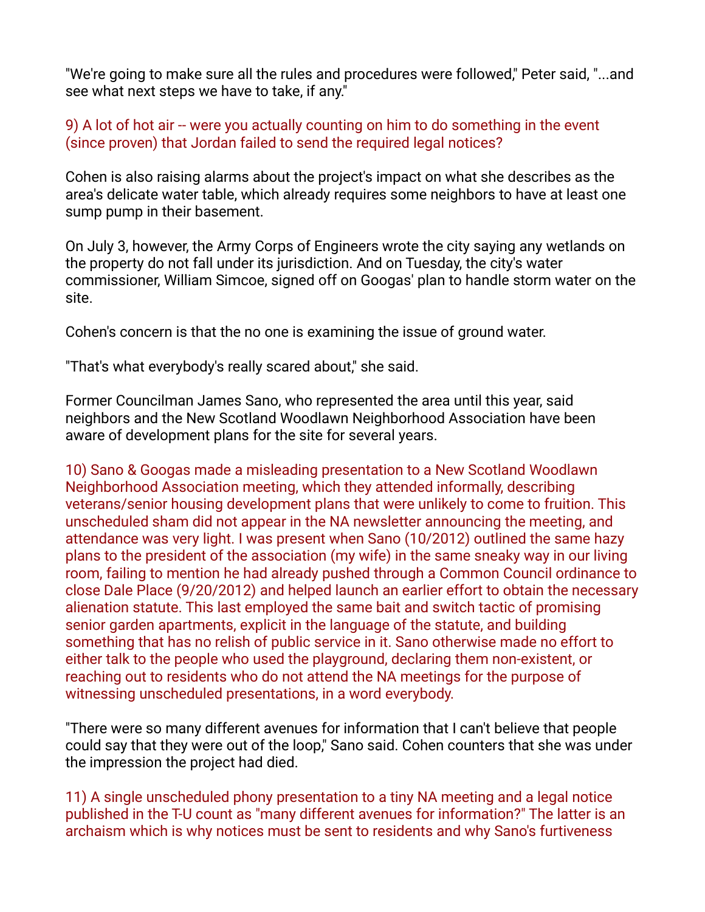"We're going to make sure all the rules and procedures were followed," Peter said, "...and see what next steps we have to take, if any."

9) A lot of hot air -- were you actually counting on him to do something in the event (since proven) that Jordan failed to send the required legal notices?

Cohen is also raising alarms about the project's impact on what she describes as the area's delicate water table, which already requires some neighbors to have at least one sump pump in their basement.

On July 3, however, the Army Corps of Engineers wrote the city saying any wetlands on the property do not fall under its jurisdiction. And on Tuesday, the city's water commissioner, William Simcoe, signed off on Googas' plan to handle storm water on the site.

Cohen's concern is that the no one is examining the issue of ground water.

"That's what everybody's really scared about," she said.

Former Councilman James Sano, who represented the area until this year, said neighbors and the New Scotland Woodlawn Neighborhood Association have been aware of development plans for the site for several years.

10) Sano & Googas made a misleading presentation to a New Scotland Woodlawn Neighborhood Association meeting, which they attended informally, describing veterans/senior housing development plans that were unlikely to come to fruition. This unscheduled sham did not appear in the NA newsletter announcing the meeting, and attendance was very light. I was present when Sano (10/2012) outlined the same hazy plans to the president of the association (my wife) in the same sneaky way in our living room, failing to mention he had already pushed through a Common Council ordinance to close Dale Place (9/20/2012) and helped launch an earlier effort to obtain the necessary alienation statute. This last employed the same bait and switch tactic of promising senior garden apartments, explicit in the language of the statute, and building something that has no relish of public service in it. Sano otherwise made no effort to either talk to the people who used the playground, declaring them non-existent, or reaching out to residents who do not attend the NA meetings for the purpose of witnessing unscheduled presentations, in a word everybody.

"There were so many different avenues for information that I can't believe that people could say that they were out of the loop," Sano said. Cohen counters that she was under the impression the project had died.

11) A single unscheduled phony presentation to a tiny NA meeting and a legal notice published in the T-U count as "many different avenues for information?" The latter is an archaism which is why notices must be sent to residents and why Sano's furtiveness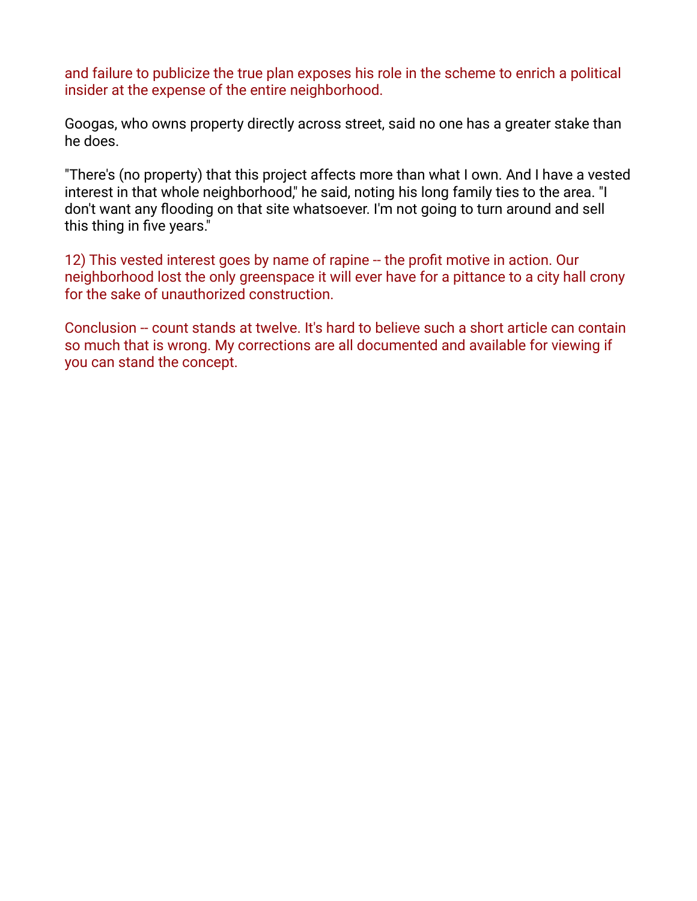and failure to publicize the true plan exposes his role in the scheme to enrich a political insider at the expense of the entire neighborhood.

Googas, who owns property directly across street, said no one has a greater stake than he does.

"There's (no property) that this project affects more than what I own. And I have a vested interest in that whole neighborhood," he said, noting his long family ties to the area. "I don't want any flooding on that site whatsoever. I'm not going to turn around and sell this thing in five years."

12) This vested interest goes by name of rapine -- the profit motive in action. Our neighborhood lost the only greenspace it will ever have for a pittance to a city hall crony for the sake of unauthorized construction.

Conclusion -- count stands at twelve. It's hard to believe such a short article can contain so much that is wrong. My corrections are all documented and available for viewing if you can stand the concept.